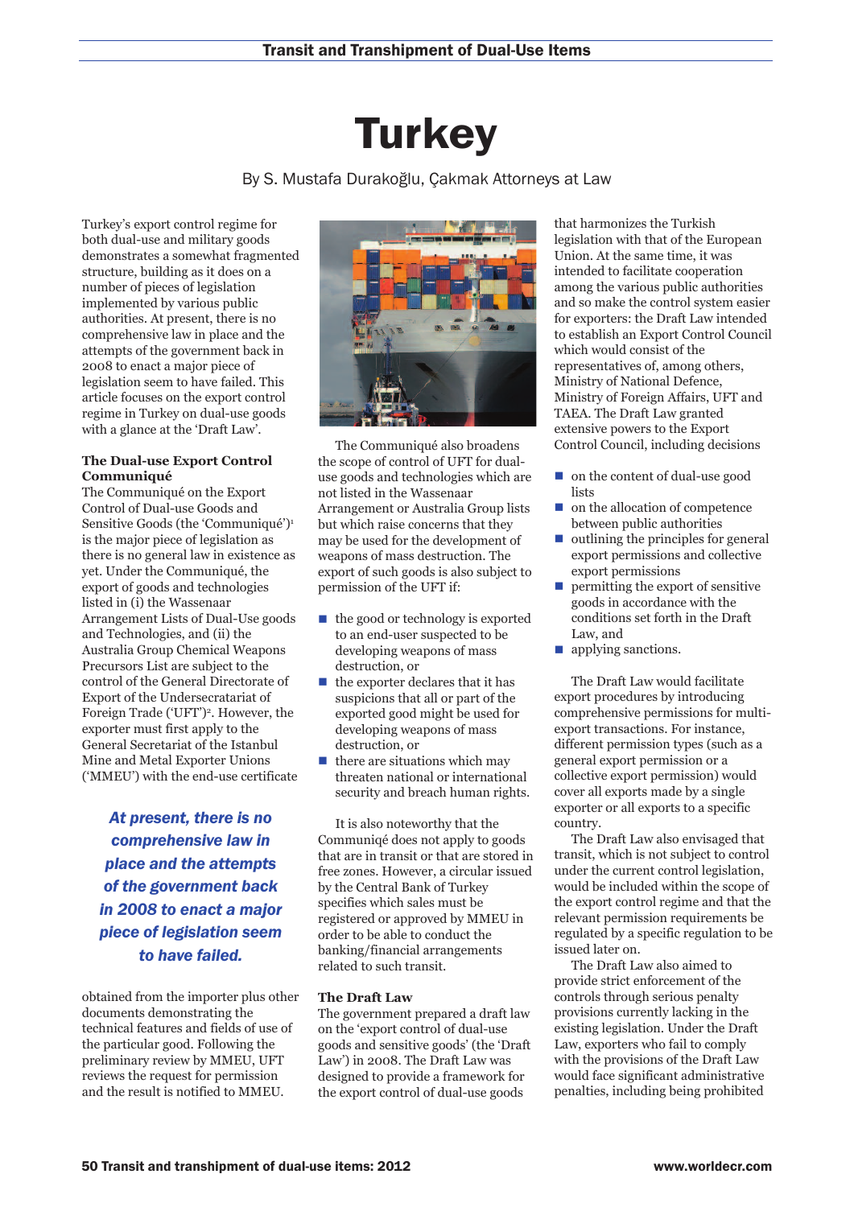# Turkey

By S. Mustafa Durakoğlu, Çakmak Attorneys at Law

Turkey's export control regime for both dual-use and military goods demonstrates a somewhat fragmented structure, building as it does on a number of pieces of legislation implemented by various public authorities. At present, there is no comprehensive law in place and the attempts of the government back in 2008 to enact a major piece of legislation seem to have failed. This article focuses on the export control regime in Turkey on dual-use goods with a glance at the 'Draft Law'.

### The Dual-use Export Control Communiqué

The Communiqué on the Export Control of Dual-use Goods and Sensitive Goods (the 'Communiqué')[1] is the major piece of legislation as there is no general law in existence as yet. Under the Communiqué, the export of goods and technologies listed in (i) the Wassenaar Arrangement Lists of Dual-Use goods and Technologies, and (ii) the Australia Group Chemical Weapons Precursors List are subject to the control of the General Directorate of Export of the Undersecretariat of Foreign Trade ('UFT')[2]. However, the exporter must first apply to the General Secretariat of the Istanbul Mine and Metal Exporter Unions ('MMEU') with the end-use certificate obtained from the importer plus other documents demonstrating the technical features and fields of use of the particular good. Following the preliminary review by MMEU, UFT reviews the request for permission and the result is notified to MMEU.

*At present, there is no comprehensive law in place and the attempts of the government back in 2008 to enact a major piece of legislation seem to have failed.*

The Communiqué also broadens the scope of control of UFT for dual-use goods and technologies which are not listed in the Wassenaar Arrangement or Australia Group lists but which raise concerns that they may be used for the development of weapons of mass destruction. The export of such goods is also subject to permission of the UFT if:

- the good or technology is exported to an end-user suspected to be developing weapons of mass destruction, or
- the exporter declares that it has suspicions that all or part of the exported good might be used for developing weapons of mass destruction, or
- there are situations which may threaten national or international security and breach human rights.

It is also noteworthy that the Communiqé does not apply to goods that are in transit or that are stored in free zones. However, a circular issued by the Central Bank of Turkey specifies which sales must be registered or approved by MMEU in order to be able to conduct the banking/financial arrangements related to such transit.

### The Draft Law

The government prepared a draft law on the 'export control of dual-use goods and sensitive goods' (the 'Draft Law') in 2008. The Draft Law was designed to provide a framework for the export control of dual-use goods that harmonizes the Turkish legislation with that of the European Union. At the same time, it was intended to facilitate cooperation among the various public authorities and so make the control system easier for exporters: the Draft Law intended to establish an Export Control Council which would consist of the representatives of, among others, Ministry of National Defence, Ministry of Foreign Affairs, UFT and TAEA. The Draft Law granted extensive powers to the Export Control Council, including decisions

- on the content of dual-use good lists
- on the allocation of competence between public authorities
- outlining the principles for general export permissions and collective export permissions
- permitting the export of sensitive goods in accordance with the conditions set forth in the Draft Law, and
- applying sanctions.

The Draft Law would facilitate export procedures by introducing comprehensive permissions for multi-export transactions. For instance, different permission types (such as a general export permission or a collective export permission) would cover all exports made by a single exporter or all exports to a specific country.

The Draft Law also envisaged that transit, which is not subject to control under the current control legislation, would be included within the scope of the export control regime and that the relevant permission requirements be regulated by a specific regulation to be issued later on.

The Draft Law also aimed to provide strict enforcement of the controls through serious penalty provisions currently lacking in the existing legislation. Under the Draft Law, exporters who fail to comply with the provisions of the Draft Law would face significant administrative penalties, including being prohibited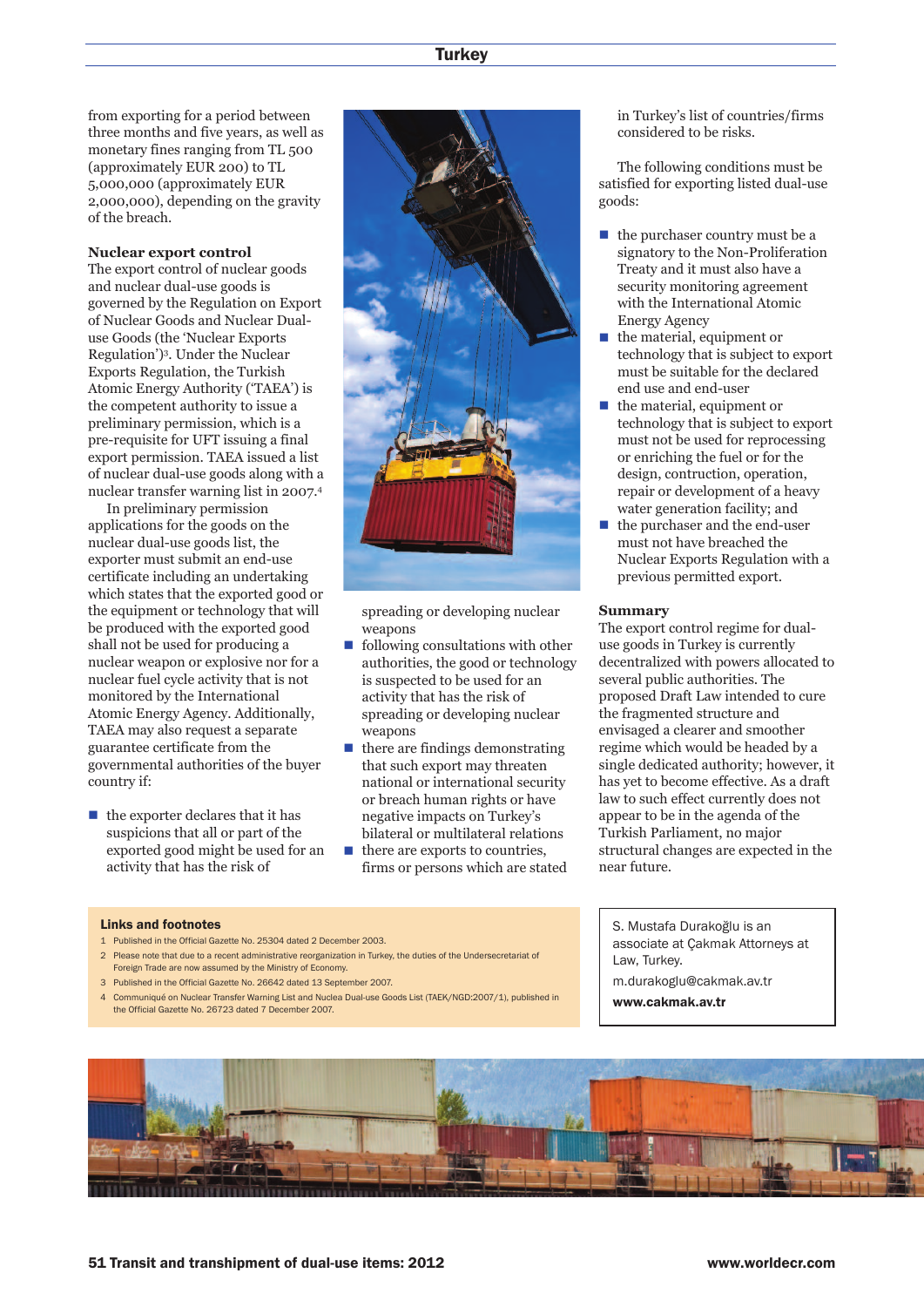from exporting for a period between three months and five years, as well as monetary fines ranging from TL 500 (approximately EUR 200) to TL 5,000,000 (approximately EUR 2,000,000), depending on the gravity of the breach.

### Nuclear export control

The export control of nuclear goods and nuclear dual-use goods is governed by the Regulation on Export of Nuclear Goods and Nuclear Dual-use Goods (the 'Nuclear Exports Regulation')[3]. Under the Nuclear Exports Regulation, the Turkish Atomic Energy Authority ('TAEA') is the competent authority to issue a preliminary permission, which is a pre-requisite for UFT issuing a final export permission. TAEA issued a list of nuclear dual-use goods along with a nuclear transfer warning list in 2007.[4]

In preliminary permission applications for the goods on the nuclear dual-use goods list, the exporter must submit an end-use certificate including an undertaking which states that the exported good or the equipment or technology that will be produced with the exported good shall not be used for producing a nuclear weapon or explosive nor for a nuclear fuel cycle activity that is not monitored by the International Atomic Energy Agency. Additionally, TAEA may also request a separate guarantee certificate from the governmental authorities of the buyer country if:

- the exporter declares that it has suspicions that all or part of the exported good might be used for an activity that has the risk of spreading or developing nuclear weapons
- following consultations with other authorities, the good or technology is suspected to be used for an activity that has the risk of spreading or developing nuclear weapons
- there are findings demonstrating that such export may threaten national or international security or breach human rights or have negative impacts on Turkey's bilateral or multilateral relations
- there are exports to countries, firms or persons which are stated in Turkey's list of countries/firms considered to be risks.

The following conditions must be satisfied for exporting listed dual-use goods:

- the purchaser country must be a signatory to the Non-Proliferation Treaty and it must also have a security monitoring agreement with the International Atomic Energy Agency
- the material, equipment or technology that is subject to export must be suitable for the declared end use and end-user
- the material, equipment or technology that is subject to export must not be used for reprocessing or enriching the fuel or for the design, contruction, operation, repair or development of a heavy water generation facility; and
- the purchaser and the end-user must not have breached the Nuclear Exports Regulation with a previous permitted export.

### Summary

The export control regime for dual-use goods in Turkey is currently decentralized with powers allocated to several public authorities. The proposed Draft Law intended to cure the fragmented structure and envisaged a clearer and smoother regime which would be headed by a single dedicated authority; however, it has yet to become effective. As a draft law to such effect currently does not appear to be in the agenda of the Turkish Parliament, no major structural changes are expected in the near future.

#### Links and footnotes

1. Published in the Official Gazette No. 25304 dated 2 December 2003.
2. Please note that due to a recent administrative reorganization in Turkey, the duties of the Undersecretariat of Foreign Trade are now assumed by the Ministry of Economy.
3. Published in the Official Gazette No. 26642 dated 13 September 2007.
4. Communiqué on Nuclear Transfer Warning List and Nuclea Dual-use Goods List (TAEK/NGD:2007/1), published in the Official Gazette No. 26723 dated 7 December 2007.

S. Mustafa Durakoğlu is an associate at Çakmak Attorneys at Law, Turkey.

m.durakoglu@cakmak.av.tr

**www.cakmak.av.tr**